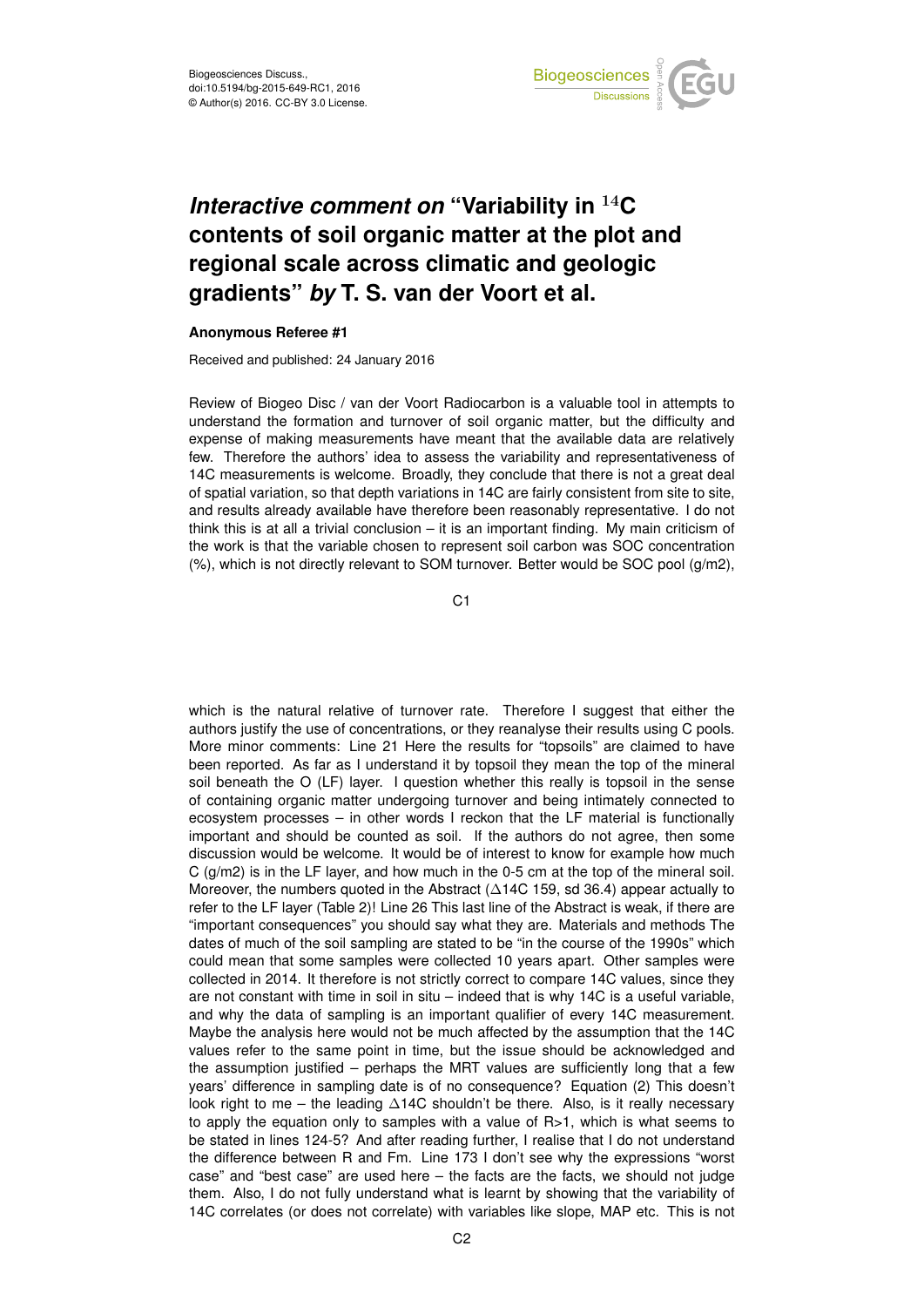# *Interactive comment on* "Variability in $^{14}$C contents of soil organic matter at the plot and regional scale across climatic and geologic gradients" *by* T. S. van der Voort et al.

**Anonymous Referee #1**

Received and published: 24 January 2016

Review of Biogeo Disc / van der Voort Radiocarbon is a valuable tool in attempts to understand the formation and turnover of soil organic matter, but the difficulty and expense of making measurements have meant that the available data are relatively few. Therefore the authors' idea to assess the variability and representativeness of 14C measurements is welcome. Broadly, they conclude that there is not a great deal of spatial variation, so that depth variations in 14C are fairly consistent from site to site, and results already available have therefore been reasonably representative. I do not think this is at all a trivial conclusion – it is an important finding. My main criticism of the work is that the variable chosen to represent soil carbon was SOC concentration (%), which is not directly relevant to SOM turnover. Better would be SOC pool (g/m2), which is the natural relative of turnover rate. Therefore I suggest that either the authors justify the use of concentrations, or they reanalyse their results using C pools. More minor comments: Line 21 Here the results for "topsoils" are claimed to have been reported. As far as I understand it by topsoil they mean the top of the mineral soil beneath the O (LF) layer. I question whether this really is topsoil in the sense of containing organic matter undergoing turnover and being intimately connected to ecosystem processes – in other words I reckon that the LF material is functionally important and should be counted as soil. If the authors do not agree, then some discussion would be welcome. It would be of interest to know for example how much C (g/m2) is in the LF layer, and how much in the 0-5 cm at the top of the mineral soil. Moreover, the numbers quoted in the Abstract ($\Delta$14C 159, sd 36.4) appear actually to refer to the LF layer (Table 2)! Line 26 This last line of the Abstract is weak, if there are "important consequences" you should say what they are. Materials and methods The dates of much of the soil sampling are stated to be "in the course of the 1990s" which could mean that some samples were collected 10 years apart. Other samples were collected in 2014. It therefore is not strictly correct to compare 14C values, since they are not constant with time in soil in situ – indeed that is why 14C is a useful variable, and why the data of sampling is an important qualifier of every 14C measurement. Maybe the analysis here would not be much affected by the assumption that the 14C values refer to the same point in time, but the issue should be acknowledged and the assumption justified – perhaps the MRT values are sufficiently long that a few years' difference in sampling date is of no consequence? Equation (2) This doesn't look right to me – the leading $\Delta$14C shouldn't be there. Also, is it really necessary to apply the equation only to samples with a value of R>1, which is what seems to be stated in lines 124-5? And after reading further, I realise that I do not understand the difference between R and Fm. Line 173 I don't see why the expressions "worst case" and "best case" are used here – the facts are the facts, we should not judge them. Also, I do not fully understand what is learnt by showing that the variability of 14C correlates (or does not correlate) with variables like slope, MAP etc. This is not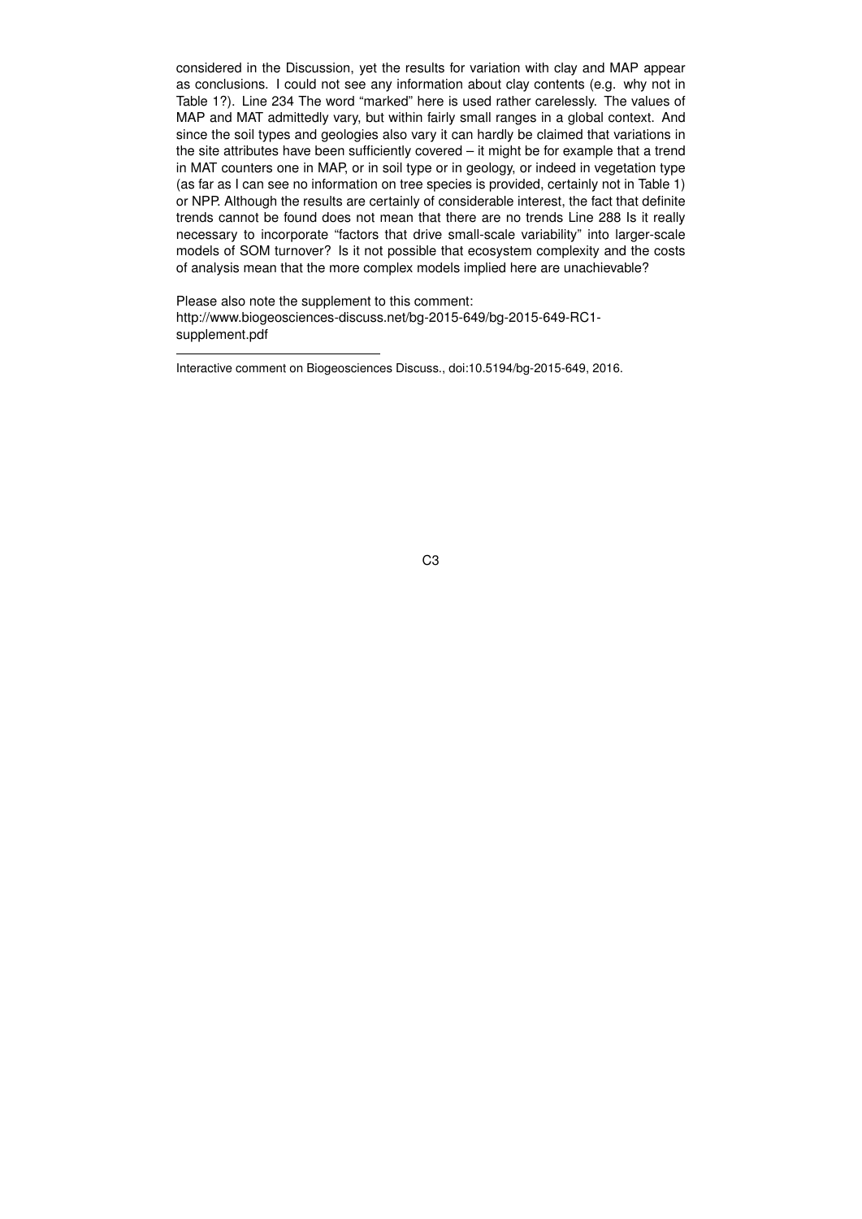considered in the Discussion, yet the results for variation with clay and MAP appear as conclusions. I could not see any information about clay contents (e.g. why not in Table 1?). Line 234 The word "marked" here is used rather carelessly. The values of MAP and MAT admittedly vary, but within fairly small ranges in a global context. And since the soil types and geologies also vary it can hardly be claimed that variations in the site attributes have been sufficiently covered – it might be for example that a trend in MAT counters one in MAP, or in soil type or in geology, or indeed in vegetation type (as far as I can see no information on tree species is provided, certainly not in Table 1) or NPP. Although the results are certainly of considerable interest, the fact that definite trends cannot be found does not mean that there are no trends Line 288 Is it really necessary to incorporate "factors that drive small-scale variability" into larger-scale models of SOM turnover? Is it not possible that ecosystem complexity and the costs of analysis mean that the more complex models implied here are unachievable?

Please also note the supplement to this comment:
http://www.biogeosciences-discuss.net/bg-2015-649/bg-2015-649-RC1-supplement.pdf

---

Interactive comment on Biogeosciences Discuss., doi:10.5194/bg-2015-649, 2016.